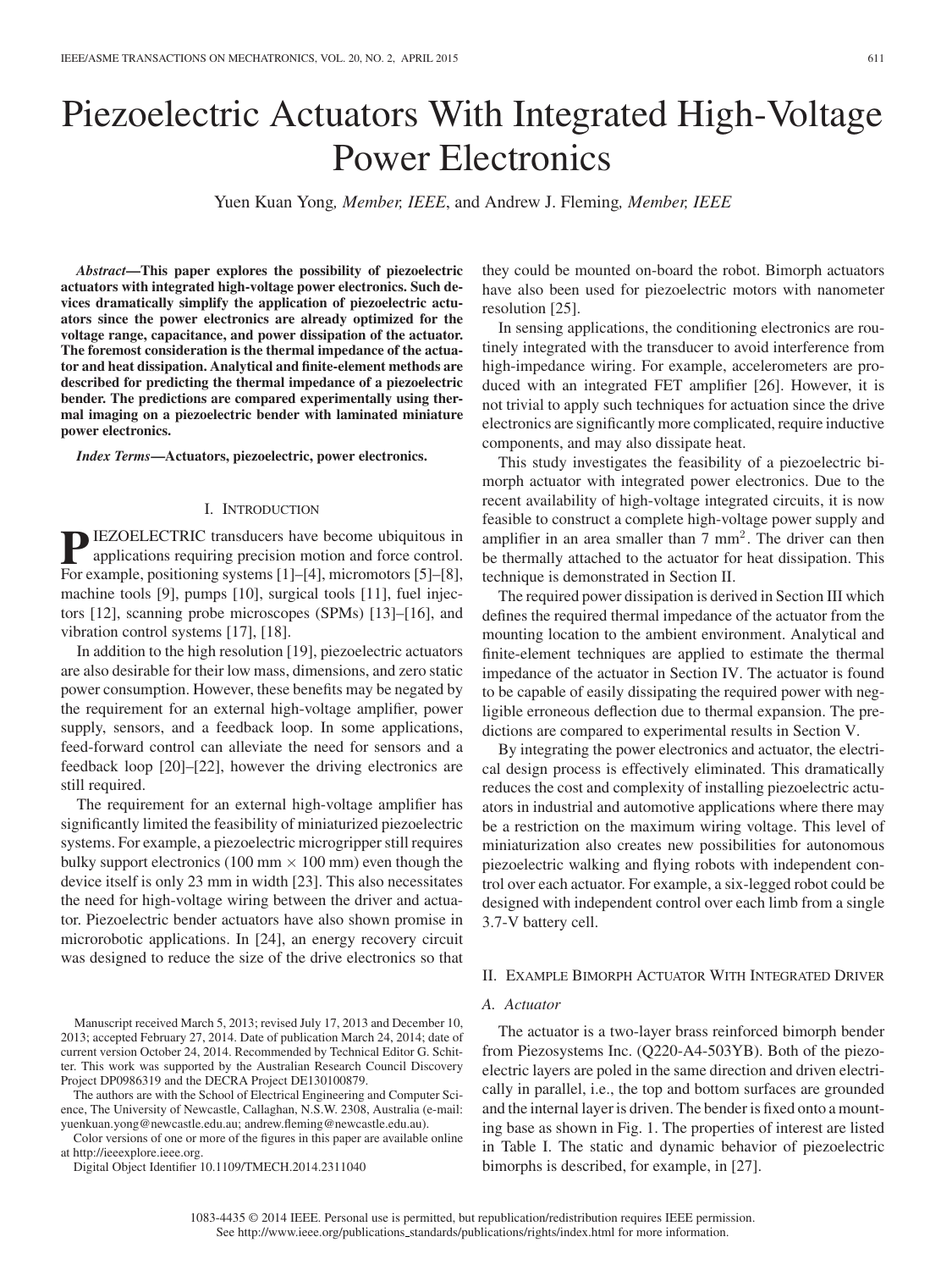# Piezoelectric Actuators With Integrated High-Voltage Power Electronics

Yuen Kuan Yong, *Member, IEEE*, and Andrew J. Fleming, *Member, IEEE*

***Abstract*—This paper explores the possibility of piezoelectric actuators with integrated high-voltage power electronics. Such devices dramatically simplify the application of piezoelectric actuators since the power electronics are already optimized for the voltage range, capacitance, and power dissipation of the actuator. The foremost consideration is the thermal impedance of the actuator and heat dissipation. Analytical and finite-element methods are described for predicting the thermal impedance of a piezoelectric bender. The predictions are compared experimentally using thermal imaging on a piezoelectric bender with laminated miniature power electronics.**

***Index Terms*—Actuators, piezoelectric, power electronics.**

## I. Introduction

PIEZOELECTRIC transducers have become ubiquitous in applications requiring precision motion and force control. For example, positioning systems [1]–[4], micromotors [5]–[8], machine tools [9], pumps [10], surgical tools [11], fuel injectors [12], scanning probe microscopes (SPMs) [13]–[16], and vibration control systems [17], [18].

In addition to the high resolution [19], piezoelectric actuators are also desirable for their low mass, dimensions, and zero static power consumption. However, these benefits may be negated by the requirement for an external high-voltage amplifier, power supply, sensors, and a feedback loop. In some applications, feed-forward control can alleviate the need for sensors and a feedback loop [20]–[22], however the driving electronics are still required.

The requirement for an external high-voltage amplifier has significantly limited the feasibility of miniaturized piezoelectric systems. For example, a piezoelectric microgripper still requires bulky support electronics (100 mm × 100 mm) even though the device itself is only 23 mm in width [23]. This also necessitates the need for high-voltage wiring between the driver and actuator. Piezoelectric bender actuators have also shown promise in microrobotic applications. In [24], an energy recovery circuit was designed to reduce the size of the drive electronics so that they could be mounted on-board the robot. Bimorph actuators have also been used for piezoelectric motors with nanometer resolution [25].

In sensing applications, the conditioning electronics are routinely integrated with the transducer to avoid interference from high-impedance wiring. For example, accelerometers are produced with an integrated FET amplifier [26]. However, it is not trivial to apply such techniques for actuation since the drive electronics are significantly more complicated, require inductive components, and may also dissipate heat.

This study investigates the feasibility of a piezoelectric bimorph actuator with integrated power electronics. Due to the recent availability of high-voltage integrated circuits, it is now feasible to construct a complete high-voltage power supply and amplifier in an area smaller than 7 mm$^2$. The driver can then be thermally attached to the actuator for heat dissipation. This technique is demonstrated in Section II.

The required power dissipation is derived in Section III which defines the required thermal impedance of the actuator from the mounting location to the ambient environment. Analytical and finite-element techniques are applied to estimate the thermal impedance of the actuator in Section IV. The actuator is found to be capable of easily dissipating the required power with negligible erroneous deflection due to thermal expansion. The predictions are compared to experimental results in Section V.

By integrating the power electronics and actuator, the electrical design process is effectively eliminated. This dramatically reduces the cost and complexity of installing piezoelectric actuators in industrial and automotive applications where there may be a restriction on the maximum wiring voltage. This level of miniaturization also creates new possibilities for autonomous piezoelectric walking and flying robots with independent control over each actuator. For example, a six-legged robot could be designed with independent control over each limb from a single 3.7-V battery cell.

## II. Example Bimorph Actuator With Integrated Driver

### A. Actuator

The actuator is a two-layer brass reinforced bimorph bender from Piezosystems Inc. (Q220-A4-503YB). Both of the piezoelectric layers are poled in the same direction and driven electrically in parallel, i.e., the top and bottom surfaces are grounded and the internal layer is driven. The bender is fixed onto a mounting base as shown in Fig. 1. The properties of interest are listed in Table I. The static and dynamic behavior of piezoelectric bimorphs is described, for example, in [27].

Manuscript received March 5, 2013; revised July 17, 2013 and December 10, 2013; accepted February 27, 2014. Date of publication March 24, 2014; date of current version October 24, 2014. Recommended by Technical Editor G. Schitter. This work was supported by the Australian Research Council Discovery Project DP0986319 and the DECRA Project DE130100879.

The authors are with the School of Electrical Engineering and Computer Science, The University of Newcastle, Callaghan, N.S.W. 2308, Australia (e-mail: yuenkuan.yong@newcastle.edu.au; andrew.fleming@newcastle.edu.au).

Color versions of one or more of the figures in this paper are available online at http://ieeexplore.ieee.org.

Digital Object Identifier 10.1109/TMECH.2014.2311040

1083-4435 © 2014 IEEE. Personal use is permitted, but republication/redistribution requires IEEE permission. See http://www.ieee.org/publications_standards/publications/rights/index.html for more information.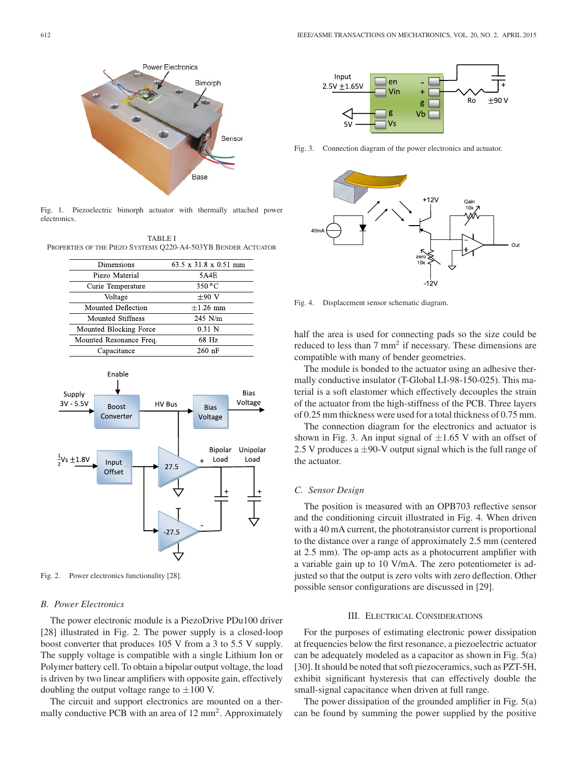Fig. 1. Piezoelectric bimorph actuator with thermally attached power electronics.

TABLE I
PROPERTIES OF THE PIEZO SYSTEMS Q220-A4-503YB BENDER ACTUATOR

| Dimensions | 63.5 x 31.8 x 0.51 mm |
|---|---|
| Piezo Material | 5A4E |
| Curie Temperature | 350 °C |
| Voltage | ±90 V |
| Mounted Deflection | ±1.26 mm |
| Mounted Stiffness | 245 N/m |
| Mounted Blocking Force | 0.31 N |
| Mounted Resonance Freq. | 68 Hz |
| Capacitance | 260 nF |

Fig. 2. Power electronics functionality [28].

### B. Power Electronics

The power electronic module is a PiezoDrive PDu100 driver [28] illustrated in Fig. 2. The power supply is a closed-loop boost converter that produces 105 V from a 3 to 5.5 V supply. The supply voltage is compatible with a single Lithium Ion or Polymer battery cell. To obtain a bipolar output voltage, the load is driven by two linear amplifiers with opposite gain, effectively doubling the output voltage range to ±100 V.

The circuit and support electronics are mounted on a thermally conductive PCB with an area of 12 mm$^2$. Approximately half the area is used for connecting pads so the size could be reduced to less than 7 mm$^2$ if necessary. These dimensions are compatible with many of bender geometries.

The module is bonded to the actuator using an adhesive thermally conductive insulator (T-Global LI-98-150-025). This material is a soft elastomer which effectively decouples the strain of the actuator from the high-stiffness of the PCB. Three layers of 0.25 mm thickness were used for a total thickness of 0.75 mm.

The connection diagram for the electronics and actuator is shown in Fig. 3. An input signal of ±1.65 V with an offset of 2.5 V produces a ±90-V output signal which is the full range of the actuator.

Fig. 3. Connection diagram of the power electronics and actuator.

Fig. 4. Displacement sensor schematic diagram.

### C. Sensor Design

The position is measured with an OPB703 reflective sensor and the conditioning circuit illustrated in Fig. 4. When driven with a 40 mA current, the phototransistor current is proportional to the distance over a range of approximately 2.5 mm (centered at 2.5 mm). The op-amp acts as a photocurrent amplifier with a variable gain up to 10 V/mA. The zero potentiometer is adjusted so that the output is zero volts with zero deflection. Other possible sensor configurations are discussed in [29].

## III. ELECTRICAL CONSIDERATIONS

For the purposes of estimating electronic power dissipation at frequencies below the first resonance, a piezoelectric actuator can be adequately modeled as a capacitor as shown in Fig. 5(a) [30]. It should be noted that soft piezoceramics, such as PZT-5H, exhibit significant hysteresis that can effectively double the small-signal capacitance when driven at full range.

The power dissipation of the grounded amplifier in Fig. 5(a) can be found by summing the power supplied by the positive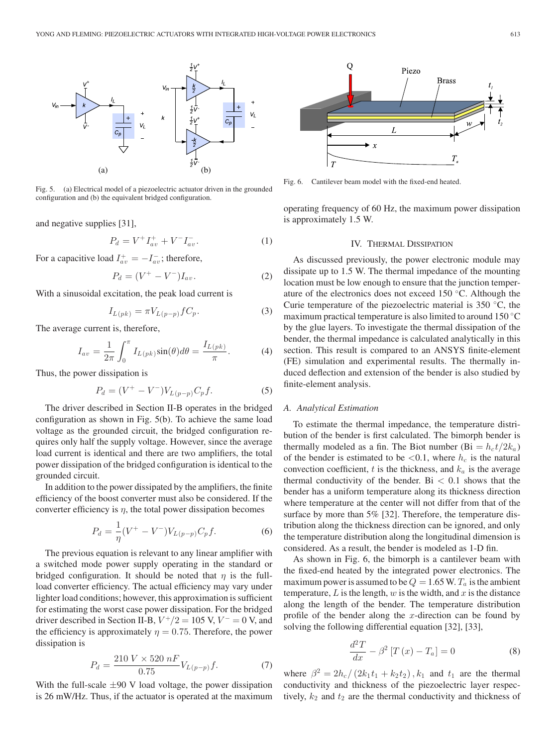Fig. 5. (a) Electrical model of a piezoelectric actuator driven in the grounded configuration and (b) the equivalent bridged configuration.

and negative supplies [31],

$$P_d = V^+ I_{av}^+ + V^- I_{av}^-. \tag{1}$$

For a capacitive load $I_{av}^+ = -I_{av}^-$; therefore,

$$P_d = (V^+ - V^-) I_{av}. \tag{2}$$

With a sinusoidal excitation, the peak load current is

$$I_{L(pk)} = \pi V_{L(p-p)} f C_p. \tag{3}$$

The average current is, therefore,

$$I_{av} = \frac{1}{2\pi} \int_0^{\pi} I_{L(pk)} \sin(\theta) d\theta = \frac{I_{L(pk)}}{\pi}. \tag{4}$$

Thus, the power dissipation is

$$P_d = (V^+ - V^-) V_{L(p-p)} C_p f. \tag{5}$$

The driver described in Section II-B operates in the bridged configuration as shown in Fig. 5(b). To achieve the same load voltage as the grounded circuit, the bridged configuration requires only half the supply voltage. However, since the average load current is identical and there are two amplifiers, the total power dissipation of the bridged configuration is identical to the grounded circuit.

In addition to the power dissipated by the amplifiers, the finite efficiency of the boost converter must also be considered. If the converter efficiency is $\eta$, the total power dissipation becomes

$$P_d = \frac{1}{\eta} (V^+ - V^-) V_{L(p-p)} C_p f. \tag{6}$$

The previous equation is relevant to any linear amplifier with a switched mode power supply operating in the standard or bridged configuration. It should be noted that $\eta$ is the full-load converter efficiency. The actual efficiency may vary under lighter load conditions; however, this approximation is sufficient for estimating the worst case power dissipation. For the bridged driver described in Section II-B, $V^+/2 = 105$ V, $V^- = 0$ V, and the efficiency is approximately $\eta = 0.75$. Therefore, the power dissipation is

$$P_d = \frac{210 \ V \times 520 \ nF}{0.75} V_{L(p-p)} f. \tag{7}$$

With the full-scale $\pm 90$ V load voltage, the power dissipation is 26 mW/Hz. Thus, if the actuator is operated at the maximum operating frequency of 60 Hz, the maximum power dissipation is approximately 1.5 W.

Fig. 6. Cantilever beam model with the fixed-end heated.

## IV. Thermal Dissipation

As discussed previously, the power electronic module may dissipate up to 1.5 W. The thermal impedance of the mounting location must be low enough to ensure that the junction temperature of the electronics does not exceed 150 °C. Although the Curie temperature of the piezoelectric material is 350 °C, the maximum practical temperature is also limited to around 150 °C by the glue layers. To investigate the thermal dissipation of the bender, the thermal impedance is calculated analytically in this section. This result is compared to an ANSYS finite-element (FE) simulation and experimental results. The thermally induced deflection and extension of the bender is also studied by finite-element analysis.

### A. Analytical Estimation

To estimate the thermal impedance, the temperature distribution of the bender is first calculated. The bimorph bender is thermally modeled as a fin. The Biot number ($\text{Bi} = h_c t / 2k_a$) of the bender is estimated to be <0.1, where $h_c$ is the natural convection coefficient, $t$ is the thickness, and $k_a$ is the average thermal conductivity of the bender. Bi < 0.1 shows that the bender has a uniform temperature along its thickness direction where temperature at the center will not differ from that of the surface by more than 5% [32]. Therefore, the temperature distribution along the thickness direction can be ignored, and only the temperature distribution along the longitudinal dimension is considered. As a result, the bender is modeled as 1-D fin.

As shown in Fig. 6, the bimorph is a cantilever beam with the fixed-end heated by the integrated power electronics. The maximum power is assumed to be $Q = 1.65$ W. $T_a$ is the ambient temperature, $L$ is the length, $w$ is the width, and $x$ is the distance along the length of the bender. The temperature distribution profile of the bender along the $x$-direction can be found by solving the following differential equation [32], [33],

$$\frac{d^2 T}{dx} - \beta^2 \left[ T(x) - T_a \right] = 0 \tag{8}$$

where $\beta^2 = 2h_c / (2k_1 t_1 + k_2 t_2)$, $k_1$ and $t_1$ are the thermal conductivity and thickness of the piezoelectric layer respectively, $k_2$ and $t_2$ are the thermal conductivity and thickness of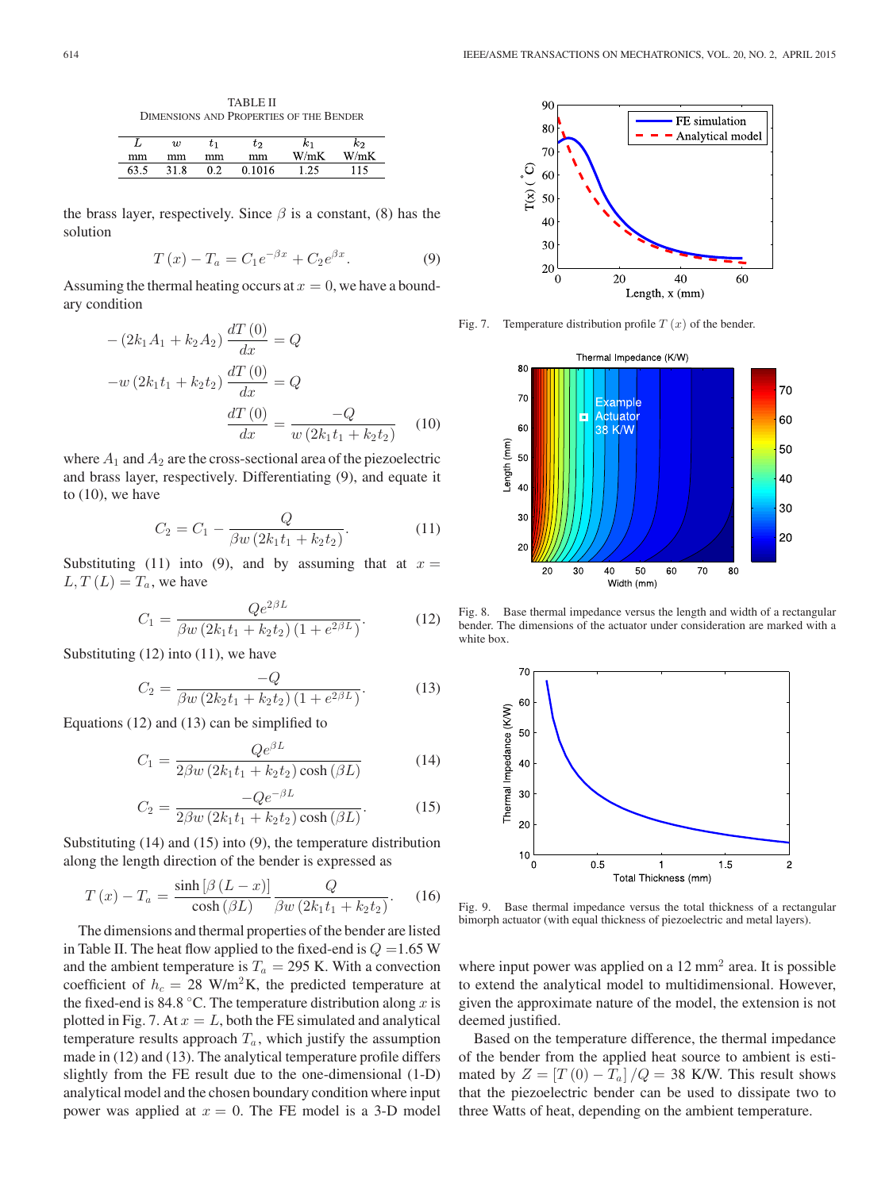TABLE II
DIMENSIONS AND PROPERTIES OF THE BENDER

| $L$ | $w$ | $t_1$ | $t_2$ | $k_1$ | $k_2$ |
|---|---|---|---|---|---|
| mm | mm | mm | mm | W/mK | W/mK |
| 63.5 | 31.8 | 0.2 | 0.1016 | 1.25 | 115 |

the brass layer, respectively. Since $\beta$ is a constant, (8) has the solution

$$T(x) - T_a = C_1 e^{-\beta x} + C_2 e^{\beta x}. \tag{9}$$

Assuming the thermal heating occurs at $x = 0$, we have a boundary condition

$$-(2k_1 A_1 + k_2 A_2)\frac{dT(0)}{dx} = Q$$

$$-w(2k_1 t_1 + k_2 t_2)\frac{dT(0)}{dx} = Q$$

$$\frac{dT(0)}{dx} = \frac{-Q}{w(2k_1 t_1 + k_2 t_2)} \tag{10}$$

where $A_1$ and $A_2$ are the cross-sectional area of the piezoelectric and brass layer, respectively. Differentiating (9), and equate it to (10), we have

$$C_2 = C_1 - \frac{Q}{\beta w(2k_1 t_1 + k_2 t_2)}. \tag{11}$$

Substituting (11) into (9), and by assuming that at $x = L, T(L) = T_a$, we have

$$C_1 = \frac{Q e^{2\beta L}}{\beta w(2k_1 t_1 + k_2 t_2)(1 + e^{2\beta L})}. \tag{12}$$

Substituting (12) into (11), we have

$$C_2 = \frac{-Q}{\beta w(2k_2 t_1 + k_2 t_2)(1 + e^{2\beta L})}. \tag{13}$$

Equations (12) and (13) can be simplified to

$$C_1 = \frac{Q e^{\beta L}}{2\beta w(2k_1 t_1 + k_2 t_2)\cosh(\beta L)} \tag{14}$$

$$C_2 = \frac{-Q e^{-\beta L}}{2\beta w(2k_1 t_1 + k_2 t_2)\cosh(\beta L)}. \tag{15}$$

Substituting (14) and (15) into (9), the temperature distribution along the length direction of the bender is expressed as

$$T(x) - T_a = \frac{\sinh[\beta(L - x)]}{\cosh(\beta L)} \frac{Q}{\beta w(2k_1 t_1 + k_2 t_2)}. \tag{16}$$

The dimensions and thermal properties of the bender are listed in Table II. The heat flow applied to the fixed-end is $Q = 1.65$ W and the ambient temperature is $T_a = 295$ K. With a convection coefficient of $h_c = 28$ W/m$^2$K, the predicted temperature at the fixed-end is 84.8 °C. The temperature distribution along $x$ is plotted in Fig. 7. At $x = L$, both the FE simulated and analytical temperature results approach $T_a$, which justify the assumption made in (12) and (13). The analytical temperature profile differs slightly from the FE result due to the one-dimensional (1-D) analytical model and the chosen boundary condition where input power was applied at $x = 0$. The FE model is a 3-D model

Fig. 7. Temperature distribution profile $T(x)$ of the bender.

Fig. 8. Base thermal impedance versus the length and width of a rectangular bender. The dimensions of the actuator under consideration are marked with a white box.

Fig. 9. Base thermal impedance versus the total thickness of a rectangular bimorph actuator (with equal thickness of piezoelectric and metal layers).

where input power was applied on a 12 mm$^2$ area. It is possible to extend the analytical model to multidimensional. However, given the approximate nature of the model, the extension is not deemed justified.

Based on the temperature difference, the thermal impedance of the bender from the applied heat source to ambient is estimated by $Z = [T(0) - T_a]/Q = 38$ K/W. This result shows that the piezoelectric bender can be used to dissipate two to three Watts of heat, depending on the ambient temperature.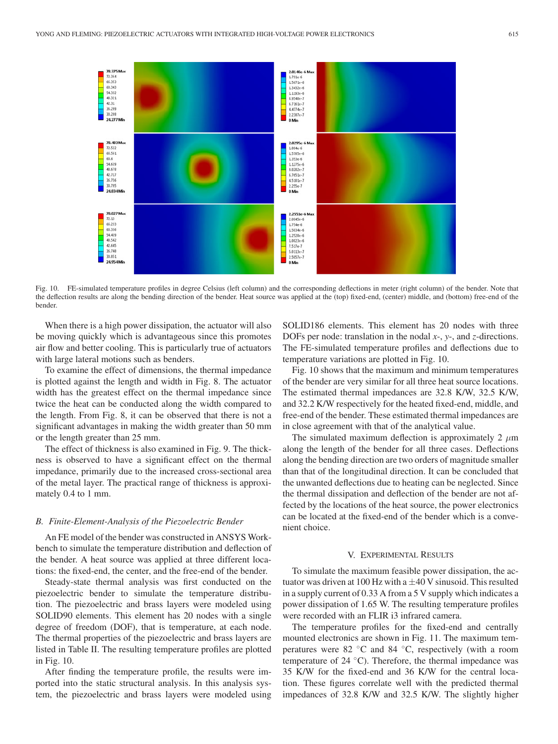Fig. 10. FE-simulated temperature profiles in degree Celsius (left column) and the corresponding deflections in meter (right column) of the bender. Note that the deflection results are along the bending direction of the bender. Heat source was applied at the (top) fixed-end, (center) middle, and (bottom) free-end of the bender.

When there is a high power dissipation, the actuator will also be moving quickly which is advantageous since this promotes air flow and better cooling. This is particularly true of actuators with large lateral motions such as benders.

To examine the effect of dimensions, the thermal impedance is plotted against the length and width in Fig. 8. The actuator width has the greatest effect on the thermal impedance since twice the heat can be conducted along the width compared to the length. From Fig. 8, it can be observed that there is not a significant advantages in making the width greater than 50 mm or the length greater than 25 mm.

The effect of thickness is also examined in Fig. 9. The thickness is observed to have a significant effect on the thermal impedance, primarily due to the increased cross-sectional area of the metal layer. The practical range of thickness is approximately 0.4 to 1 mm.

### B. Finite-Element-Analysis of the Piezoelectric Bender

An FE model of the bender was constructed in ANSYS Workbench to simulate the temperature distribution and deflection of the bender. A heat source was applied at three different locations: the fixed-end, the center, and the free-end of the bender.

Steady-state thermal analysis was first conducted on the piezoelectric bender to simulate the temperature distribution. The piezoelectric and brass layers were modeled using SOLID90 elements. This element has 20 nodes with a single degree of freedom (DOF), that is temperature, at each node. The thermal properties of the piezoelectric and brass layers are listed in Table II. The resulting temperature profiles are plotted in Fig. 10.

After finding the temperature profile, the results were imported into the static structural analysis. In this analysis system, the piezoelectric and brass layers were modeled using SOLID186 elements. This element has 20 nodes with three DOFs per node: translation in the nodal *x*-, *y*-, and *z*-directions. The FE-simulated temperature profiles and deflections due to temperature variations are plotted in Fig. 10.

Fig. 10 shows that the maximum and minimum temperatures of the bender are very similar for all three heat source locations. The estimated thermal impedances are 32.8 K/W, 32.5 K/W, and 32.2 K/W respectively for the heated fixed-end, middle, and free-end of the bender. These estimated thermal impedances are in close agreement with that of the analytical value.

The simulated maximum deflection is approximately 2 $\mu$m along the length of the bender for all three cases. Deflections along the bending direction are two orders of magnitude smaller than that of the longitudinal direction. It can be concluded that the unwanted deflections due to heating can be neglected. Since the thermal dissipation and deflection of the bender are not affected by the locations of the heat source, the power electronics can be located at the fixed-end of the bender which is a convenient choice.

## V. Experimental Results

To simulate the maximum feasible power dissipation, the actuator was driven at 100 Hz with a $\pm$40 V sinusoid. This resulted in a supply current of 0.33 A from a 5 V supply which indicates a power dissipation of 1.65 W. The resulting temperature profiles were recorded with an FLIR i3 infrared camera.

The temperature profiles for the fixed-end and centrally mounted electronics are shown in Fig. 11. The maximum temperatures were 82 °C and 84 °C, respectively (with a room temperature of 24 °C). Therefore, the thermal impedance was 35 K/W for the fixed-end and 36 K/W for the central location. These figures correlate well with the predicted thermal impedances of 32.8 K/W and 32.5 K/W. The slightly higher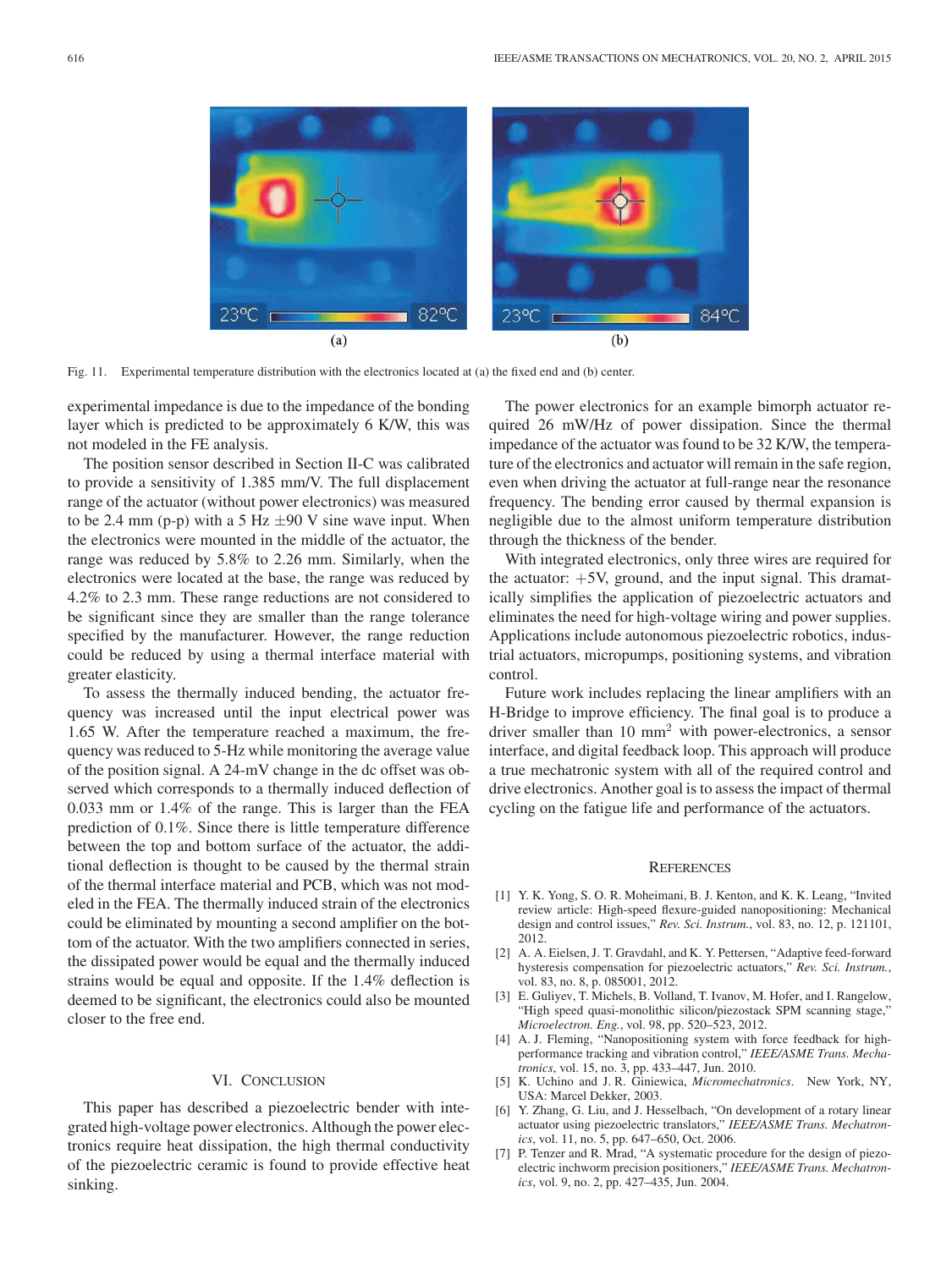Fig. 11. Experimental temperature distribution with the electronics located at (a) the fixed end and (b) center.

experimental impedance is due to the impedance of the bonding layer which is predicted to be approximately 6 K/W, this was not modeled in the FE analysis.

The position sensor described in Section II-C was calibrated to provide a sensitivity of 1.385 mm/V. The full displacement range of the actuator (without power electronics) was measured to be 2.4 mm (p-p) with a 5 Hz $\pm 90$ V sine wave input. When the electronics were mounted in the middle of the actuator, the range was reduced by 5.8% to 2.26 mm. Similarly, when the electronics were located at the base, the range was reduced by 4.2% to 2.3 mm. These range reductions are not considered to be significant since they are smaller than the range tolerance specified by the manufacturer. However, the range reduction could be reduced by using a thermal interface material with greater elasticity.

To assess the thermally induced bending, the actuator frequency was increased until the input electrical power was 1.65 W. After the temperature reached a maximum, the frequency was reduced to 5-Hz while monitoring the average value of the position signal. A 24-mV change in the dc offset was observed which corresponds to a thermally induced deflection of 0.033 mm or 1.4% of the range. This is larger than the FEA prediction of 0.1%. Since there is little temperature difference between the top and bottom surface of the actuator, the additional deflection is thought to be caused by the thermal strain of the thermal interface material and PCB, which was not modeled in the FEA. The thermally induced strain of the electronics could be eliminated by mounting a second amplifier on the bottom of the actuator. With the two amplifiers connected in series, the dissipated power would be equal and the thermally induced strains would be equal and opposite. If the 1.4% deflection is deemed to be significant, the electronics could also be mounted closer to the free end.

## VI. Conclusion

This paper has described a piezoelectric bender with integrated high-voltage power electronics. Although the power electronics require heat dissipation, the high thermal conductivity of the piezoelectric ceramic is found to provide effective heat sinking.

The power electronics for an example bimorph actuator required 26 mW/Hz of power dissipation. Since the thermal impedance of the actuator was found to be 32 K/W, the temperature of the electronics and actuator will remain in the safe region, even when driving the actuator at full-range near the resonance frequency. The bending error caused by thermal expansion is negligible due to the almost uniform temperature distribution through the thickness of the bender.

With integrated electronics, only three wires are required for the actuator: +5V, ground, and the input signal. This dramatically simplifies the application of piezoelectric actuators and eliminates the need for high-voltage wiring and power supplies. Applications include autonomous piezoelectric robotics, industrial actuators, micropumps, positioning systems, and vibration control.

Future work includes replacing the linear amplifiers with an H-Bridge to improve efficiency. The final goal is to produce a driver smaller than 10 $\text{mm}^2$ with power-electronics, a sensor interface, and digital feedback loop. This approach will produce a true mechatronic system with all of the required control and drive electronics. Another goal is to assess the impact of thermal cycling on the fatigue life and performance of the actuators.

## References

[1] Y. K. Yong, S. O. R. Moheimani, B. J. Kenton, and K. K. Leang, "Invited review article: High-speed flexure-guided nanopositioning: Mechanical design and control issues," *Rev. Sci. Instrum.*, vol. 83, no. 12, p. 121101, 2012.

[2] A. A. Eielsen, J. T. Gravdahl, and K. Y. Pettersen, "Adaptive feed-forward hysteresis compensation for piezoelectric actuators," *Rev. Sci. Instrum.*, vol. 83, no. 8, p. 085001, 2012.

[3] E. Guliyev, T. Michels, B. Volland, T. Ivanov, M. Hofer, and I. Rangelow, "High speed quasi-monolithic silicon/piezostack SPM scanning stage," *Microelectron. Eng.*, vol. 98, pp. 520–523, 2012.

[4] A. J. Fleming, "Nanopositioning system with force feedback for high-performance tracking and vibration control," *IEEE/ASME Trans. Mechatronics*, vol. 15, no. 3, pp. 433–447, Jun. 2010.

[5] K. Uchino and J. R. Giniewica, *Micromechatronics*. New York, NY, USA: Marcel Dekker, 2003.

[6] Y. Zhang, G. Liu, and J. Hesselbach, "On development of a rotary linear actuator using piezoelectric translators," *IEEE/ASME Trans. Mechatronics*, vol. 11, no. 5, pp. 647–650, Oct. 2006.

[7] P. Tenzer and R. Mrad, "A systematic procedure for the design of piezoelectric inchworm precision positioners," *IEEE/ASME Trans. Mechatronics*, vol. 9, no. 2, pp. 427–435, Jun. 2004.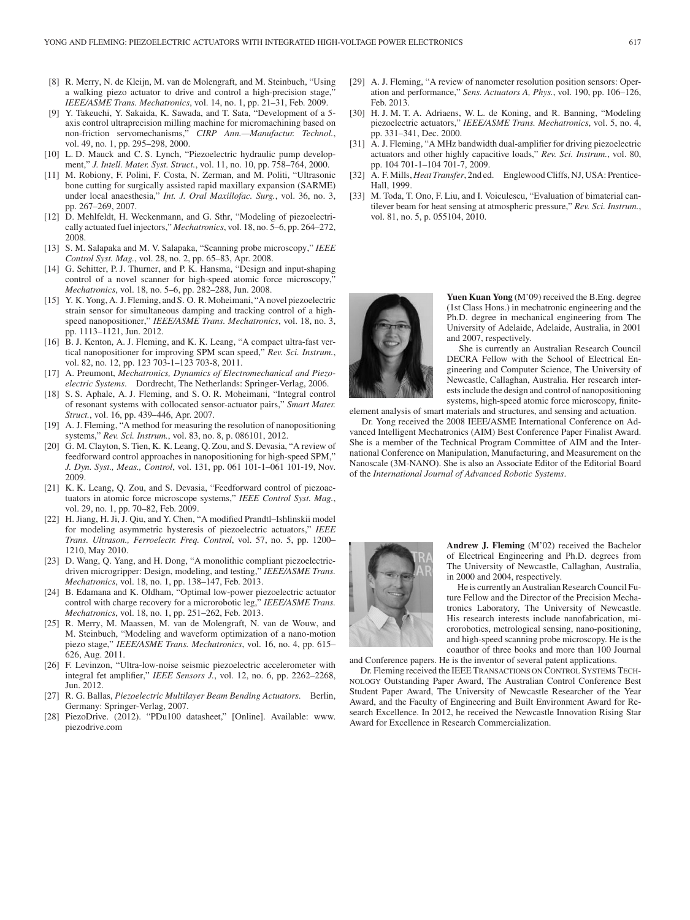[8] R. Merry, N. de Kleijn, M. van de Molengraft, and M. Steinbuch, "Using a walking piezo actuator to drive and control a high-precision stage," *IEEE/ASME Trans. Mechatronics*, vol. 14, no. 1, pp. 21–31, Feb. 2009.

[9] Y. Takeuchi, Y. Sakaida, K. Sawada, and T. Sata, "Development of a 5-axis control ultraprecision milling machine for micromachining based on non-friction servomechanisms," *CIRP Ann.—Manufactur. Technol.*, vol. 49, no. 1, pp. 295–298, 2000.

[10] L. D. Mauck and C. S. Lynch, "Piezoelectric hydraulic pump development," *J. Intell. Mater. Syst. Struct.*, vol. 11, no. 10, pp. 758–764, 2000.

[11] M. Robiony, F. Polini, F. Costa, N. Zerman, and M. Politi, "Ultrasonic bone cutting for surgically assisted rapid maxillary expansion (SARME) under local anaesthesia," *Int. J. Oral Maxillofac. Surg.*, vol. 36, no. 3, pp. 267–269, 2007.

[12] D. Mehlfeldt, H. Weckenmann, and G. Sthr, "Modeling of piezoelectrically actuated fuel injectors," *Mechatronics*, vol. 18, no. 5–6, pp. 264–272, 2008.

[13] S. M. Salapaka and M. V. Salapaka, "Scanning probe microscopy," *IEEE Control Syst. Mag.*, vol. 28, no. 2, pp. 65–83, Apr. 2008.

[14] G. Schitter, P. J. Thurner, and P. K. Hansma, "Design and input-shaping control of a novel scanner for high-speed atomic force microscopy," *Mechatronics*, vol. 18, no. 5–6, pp. 282–288, Jun. 2008.

[15] Y. K. Yong, A. J. Fleming, and S. O. R. Moheimani, "A novel piezoelectric strain sensor for simultaneous damping and tracking control of a high-speed nanopositioner," *IEEE/ASME Trans. Mechatronics*, vol. 18, no. 3, pp. 1113–1121, Jun. 2012.

[16] B. J. Kenton, A. J. Fleming, and K. K. Leang, "A compact ultra-fast vertical nanopositioner for improving SPM scan speed," *Rev. Sci. Instrum.*, vol. 82, no. 12, pp. 123 703-1–123 703-8, 2011.

[17] A. Preumont, *Mechatronics, Dynamics of Electromechanical and Piezoelectric Systems*. Dordrecht, The Netherlands: Springer-Verlag, 2006.

[18] S. S. Aphale, A. J. Fleming, and S. O. R. Moheimani, "Integral control of resonant systems with collocated sensor-actuator pairs," *Smart Mater. Struct.*, vol. 16, pp. 439–446, Apr. 2007.

[19] A. J. Fleming, "A method for measuring the resolution of nanopositioning systems," *Rev. Sci. Instrum.*, vol. 83, no. 8, p. 086101, 2012.

[20] G. M. Clayton, S. Tien, K. K. Leang, Q. Zou, and S. Devasia, "A review of feedforward control approaches in nanopositioning for high-speed SPM," *J. Dyn. Syst., Meas., Control*, vol. 131, pp. 061 101-1–061 101-19, Nov. 2009.

[21] K. K. Leang, Q. Zou, and S. Devasia, "Feedforward control of piezoactuators in atomic force microscope systems," *IEEE Control Syst. Mag.*, vol. 29, no. 1, pp. 70–82, Feb. 2009.

[22] H. Jiang, H. Ji, J. Qiu, and Y. Chen, "A modified Prandtl–Ishlinskii model for modeling asymmetric hysteresis of piezoelectric actuators," *IEEE Trans. Ultrason., Ferroelectr. Freq. Control*, vol. 57, no. 5, pp. 1200–1210, May 2010.

[23] D. Wang, Q. Yang, and H. Dong, "A monolithic compliant piezoelectric-driven microgripper: Design, modeling, and testing," *IEEE/ASME Trans. Mechatronics*, vol. 18, no. 1, pp. 138–147, Feb. 2013.

[24] B. Edamana and K. Oldham, "Optimal low-power piezoelectric actuator control with charge recovery for a microrobotic leg," *IEEE/ASME Trans. Mechatronics*, vol. 18, no. 1, pp. 251–262, Feb. 2013.

[25] R. Merry, M. Maassen, M. van de Molengraft, N. van de Wouw, and M. Steinbuch, "Modeling and waveform optimization of a nano-motion piezo stage," *IEEE/ASME Trans. Mechatronics*, vol. 16, no. 4, pp. 615–626, Aug. 2011.

[26] F. Levinzon, "Ultra-low-noise seismic piezoelectric accelerometer with integral fet amplifier," *IEEE Sensors J.*, vol. 12, no. 6, pp. 2262–2268, Jun. 2012.

[27] R. G. Ballas, *Piezoelectric Multilayer Beam Bending Actuators*. Berlin, Germany: Springer-Verlag, 2007.

[28] PiezoDrive. (2012). "PDu100 datasheet," [Online]. Available: www.piezodrive.com

[29] A. J. Fleming, "A review of nanometer resolution position sensors: Operation and performance," *Sens. Actuators A, Phys.*, vol. 190, pp. 106–126, Feb. 2013.

[30] H. J. M. T. A. Adriaens, W. L. de Koning, and R. Banning, "Modeling piezoelectric actuators," *IEEE/ASME Trans. Mechatronics*, vol. 5, no. 4, pp. 331–341, Dec. 2000.

[31] A. J. Fleming, "A MHz bandwidth dual-amplifier for driving piezoelectric actuators and other highly capacitive loads," *Rev. Sci. Instrum.*, vol. 80, pp. 104 701-1–104 701-7, 2009.

[32] A. F. Mills, *Heat Transfer*, 2nd ed. Englewood Cliffs, NJ, USA: Prentice-Hall, 1999.

[33] M. Toda, T. Ono, F. Liu, and I. Voiculescu, "Evaluation of bimaterial cantilever beam for heat sensing at atmospheric pressure," *Rev. Sci. Instrum.*, vol. 81, no. 5, p. 055104, 2010.

**Yuen Kuan Yong** (M'09) received the B.Eng. degree (1st Class Hons.) in mechatronic engineering and the Ph.D. degree in mechanical engineering from The University of Adelaide, Adelaide, Australia, in 2001 and 2007, respectively.

She is currently an Australian Research Council DECRA Fellow with the School of Electrical Engineering and Computer Science, The University of Newcastle, Callaghan, Australia. Her research interests include the design and control of nanopositioning systems, high-speed atomic force microscopy, finite-element analysis of smart materials and structures, and sensing and actuation.

Dr. Yong received the 2008 IEEE/ASME International Conference on Advanced Intelligent Mechatronics (AIM) Best Conference Paper Finalist Award. She is a member of the Technical Program Committee of AIM and the International Conference on Manipulation, Manufacturing, and Measurement on the Nanoscale (3M-NANO). She is also an Associate Editor of the Editorial Board of the *International Journal of Advanced Robotic Systems*.

**Andrew J. Fleming** (M'02) received the Bachelor of Electrical Engineering and Ph.D. degrees from The University of Newcastle, Callaghan, Australia, in 2000 and 2004, respectively.

He is currently an Australian Research Council Future Fellow and the Director of the Precision Mechatronics Laboratory, The University of Newcastle. His research interests include nanofabrication, microrobotics, metrological sensing, nano-positioning, and high-speed scanning probe microscopy. He is the coauthor of three books and more than 100 Journal and Conference papers. He is the inventor of several patent applications.

Dr. Fleming received the IEEE TRANSACTIONS ON CONTROL SYSTEMS TECHNOLOGY Outstanding Paper Award, The Australian Control Conference Best Student Paper Award, The University of Newcastle Researcher of the Year Award, and the Faculty of Engineering and Built Environment Award for Research Excellence. In 2012, he received the Newcastle Innovation Rising Star Award for Excellence in Research Commercialization.